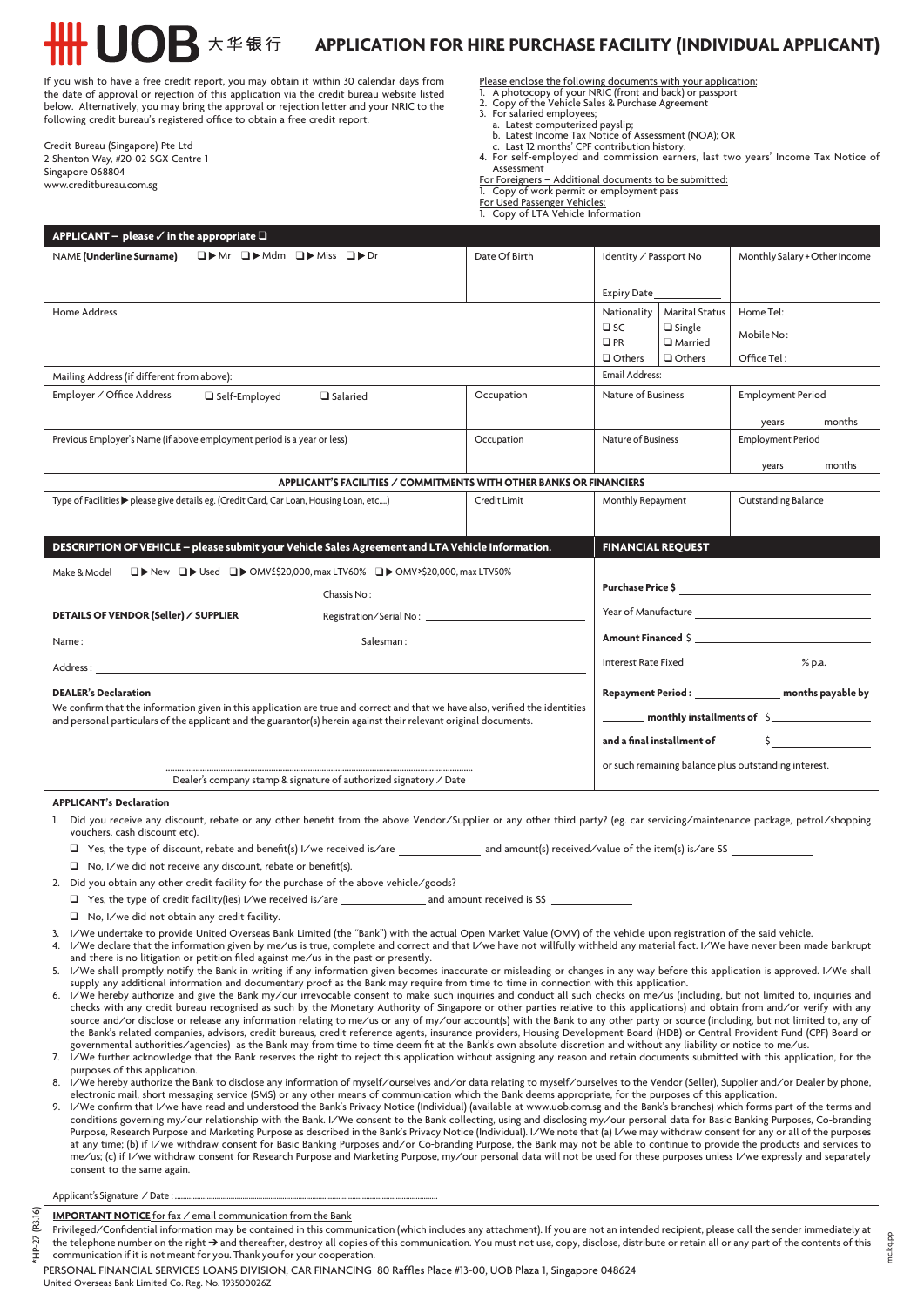# UOB 大华银行 APPLICATION FOR HIRE PURCHASE FACILITY (INDIVIDUAL APPLICANT)

If you wish to have a free credit report, you may obtain it within 30 calendar days from the date of approval or rejection of this application via the credit bureau website listed below. Alternatively, you may bring the approval or rejection letter and your NRIC to the following credit bureau's registered office to obtain a free credit report.

Credit Bureau (Singapore) Pte Ltd
2 Shenton Way, #20-02 SGX Centre 1
Singapore 068804
www.creditbureau.com.sg

Please enclose the following documents with your application:
1. A photocopy of your NRIC (front and back) or passport
2. Copy of the Vehicle Sales & Purchase Agreement
3. For salaried employees;
   a. Latest computerized payslip;
   b. Latest Income Tax Notice of Assessment (NOA); OR
   c. Last 12 months' CPF contribution history.
4. For self-employed and commission earners, last two years' Income Tax Notice of Assessment

For Foreigners – Additional documents to be submitted:
1. Copy of work permit or employment pass

For Used Passenger Vehicles:
1. Copy of LTA Vehicle Information

## APPLICANT – please ✓ in the appropriate ❑

| NAME (Underline Surname) ❑▶ Mr ❑▶ Mdm ❑▶ Miss ❑▶ Dr | Date Of Birth | Identity / Passport No<br>Expiry Date | | Monthly Salary + Other Income |
|---|---|---|---|---|
| Home Address | | Nationality<br>❑ SC<br>❑ PR<br>❑ Others | Marital Status<br>❑ Single<br>❑ Married<br>❑ Others | Home Tel:<br>Mobile No:<br>Office Tel: |
| Mailing Address (if different from above): | | Email Address: | | |
| Employer / Office Address ❑ Self-Employed ❑ Salaried | Occupation | Nature of Business | | Employment Period<br>years months |
| Previous Employer's Name (if above employment period is a year or less) | Occupation | Nature of Business | | Employment Period<br>years months |

## APPLICANT'S FACILITIES / COMMITMENTS WITH OTHER BANKS OR FINANCIERS

| Type of Facilities ▶ please give details eg. (Credit Card, Car Loan, Housing Loan, etc....) | Credit Limit | Monthly Repayment | Outstanding Balance |
|---|---|---|---|
| | | | |

## DESCRIPTION OF VEHICLE – please submit your Vehicle Sales Agreement and LTA Vehicle Information.

Make & Model ❑▶ New ❑▶ Used ❑▶ OMV≤S$20,000, max LTV60% ❑▶ OMV>S$20,000, max LTV50%

______________________ Chassis No: ______________________

**DETAILS OF VENDOR (Seller) / SUPPLIER** Registration/Serial No: ______________________

Name: ______________________ Salesman: ______________________

Address: ______________________

**DEALER's Declaration**

We confirm that the information given in this application are true and correct and that we have also, verified the identities and personal particulars of the applicant and the guarantor(s) herein against their relevant original documents.

.......................................................................................
Dealer's company stamp & signature of authorized signatory / Date

## FINANCIAL REQUEST

**Purchase Price $** ______________________

Year of Manufacture ______________________

**Amount Financed** $ ______________________

Interest Rate Fixed ______________________ % p.a.

**Repayment Period:** ______________ **months payable by**

________ **monthly installments of** $ ______________

**and a final installment of** $ ______________

or such remaining balance plus outstanding interest.

## APPLICANT's Declaration

1. Did you receive any discount, rebate or any other benefit from the above Vendor/Supplier or any other third party? (eg. car servicing/maintenance package, petrol/shopping vouchers, cash discount etc).
   - ❑ Yes, the type of discount, rebate and benefit(s) I/we received is/are ______________ and amount(s) received/value of the item(s) is/are S$ ______________
   - ❑ No, I/we did not receive any discount, rebate or benefit(s).
2. Did you obtain any other credit facility for the purchase of the above vehicle/goods?
   - ❑ Yes, the type of credit facility(ies) I/we received is/are ______________ and amount received is S$ ______________
   - ❑ No, I/we did not obtain any credit facility.
3. I/We undertake to provide United Overseas Bank Limited (the "Bank") with the actual Open Market Value (OMV) of the vehicle upon registration of the said vehicle.
4. I/We declare that the information given by me/us is true, complete and correct and that I/we have not willfully withheld any material fact. I/We have never been made bankrupt and there is no litigation or petition filed against me/us in the past or presently.
5. I/We shall promptly notify the Bank in writing if any information given becomes inaccurate or misleading or changes in any way before this application is approved. I/We shall supply any additional information and documentary proof as the Bank may require from time to time in connection with this application.
6. I/We hereby authorize and give the Bank my/our irrevocable consent to make such inquiries and conduct all such checks on me/us (including, but not limited to, inquiries and checks with any credit bureau recognised as such by the Monetary Authority of Singapore or other parties relative to this applications) and obtain from and/or verify with any source and/or disclose or release any information relating to me/us or any of my/our account(s) with the Bank to any other party or source (including, but not limited to, any of the Bank's related companies, advisors, credit bureaus, credit reference agents, insurance providers, Housing Development Board (HDB) or Central Provident Fund (CPF) Board or governmental authorities/agencies) as the Bank may from time to time deem fit at the Bank's own absolute discretion and without any liability or notice to me/us.
7. I/We further acknowledge that the Bank reserves the right to reject this application without assigning any reason and retain documents submitted with this application, for the purposes of this application.
8. I/We hereby authorize the Bank to disclose any information of myself/ourselves and/or data relating to myself/ourselves to the Vendor (Seller), Supplier and/or Dealer by phone, electronic mail, short messaging service (SMS) or any other means of communication which the Bank deems appropriate, for the purposes of this application.
9. I/We confirm that I/we have read and understood the Bank's Privacy Notice (Individual) (available at www.uob.com.sg and the Bank's branches) which forms part of the terms and conditions governing my/our relationship with the Bank. I/We consent to the Bank collecting, using and disclosing my/our personal data for Basic Banking Purposes, Co-branding Purpose, Research Purpose and Marketing Purpose as described in the Bank's Privacy Notice (Individual). I/We note that (a) I/We may withdraw consent for any or all of the purposes at any time; (b) if I/we withdraw consent for Basic Banking Purposes and/or Co-branding Purpose, the Bank may not be able to continue to provide the products and services to me/us; (c) if I/we withdraw consent for Research Purpose and Marketing Purpose, my/our personal data will not be used for these purposes unless I/we expressly and separately consent to the same again.

Applicant's Signature / Date: .......................................................................................

**IMPORTANT NOTICE** for fax / email communication from the Bank

Privileged/Confidential information may be contained in this communication (which includes any attachment). If you are not an intended recipient, please call the sender immediately at the telephone number on the right ➔ and thereafter, destroy all copies of this communication. You must not use, copy, disclose, distribute or retain all or any part of the contents of this communication if it is not meant for you. Thank you for your cooperation.

*HP-27 (R3.16)

PERSONAL FINANCIAL SERVICES LOANS DIVISION, CAR FINANCING 80 Raffles Place #13-00, UOB Plaza 1, Singapore 048624
United Overseas Bank Limited Co. Reg. No. 193500026Z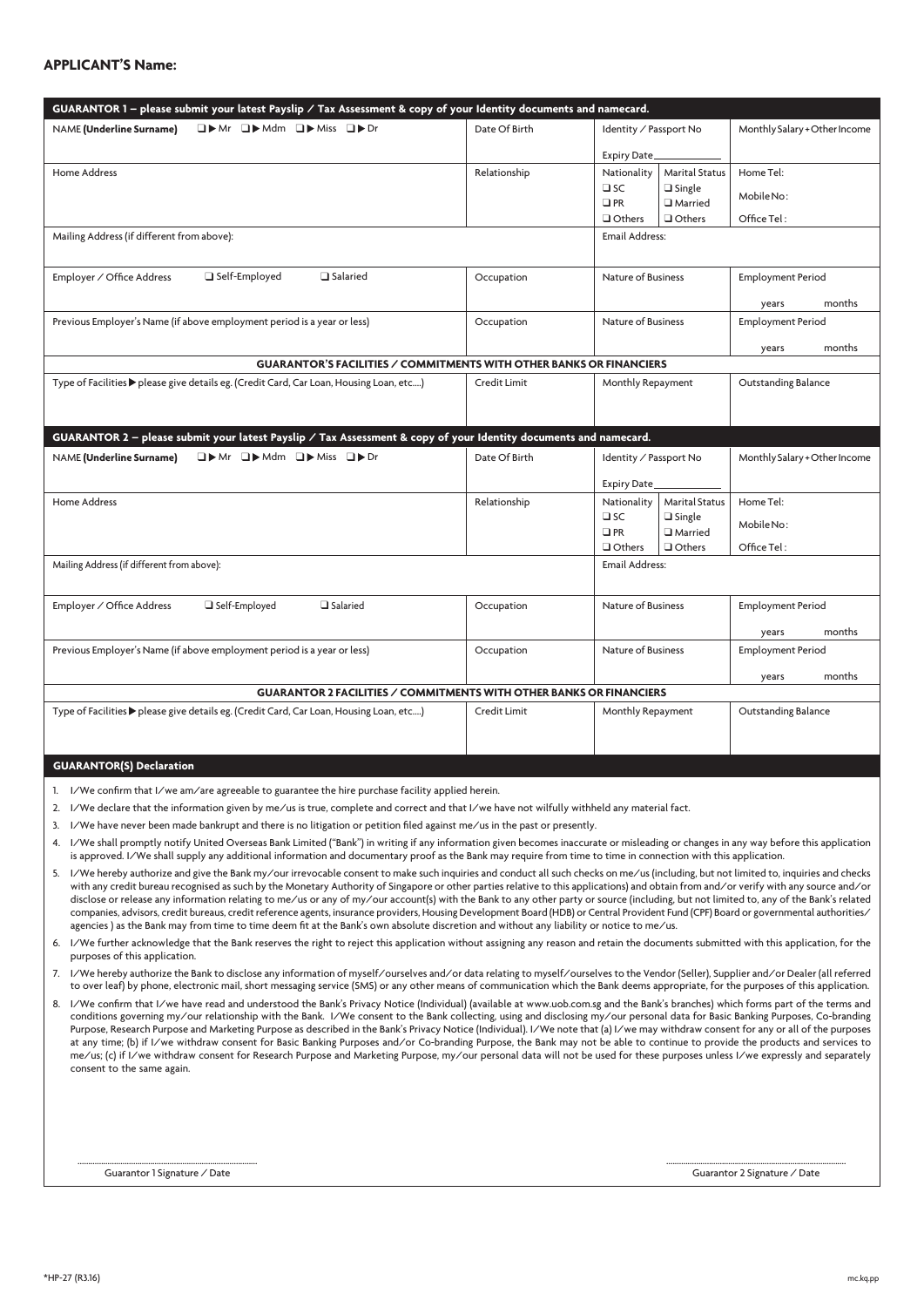**APPLICANT'S Name:**

| GUARANTOR 1 – please submit your latest Payslip / Tax Assessment & copy of your Identity documents and namecard. | | | | |
|---|---|---|---|---|
| NAME **(Underline Surname)** ❑ ▶ Mr ❑ ▶ Mdm ❑ ▶ Miss ❑ ▶ Dr | Date Of Birth | Identity / Passport No<br><br>Expiry Date_______ | | Monthly Salary + Other Income |
| Home Address | Relationship | Nationality<br>❑ SC<br>❑ PR<br>❑ Others | Marital Status<br>❑ Single<br>❑ Married<br>❑ Others | Home Tel:<br>Mobile No:<br>Office Tel: |
| Mailing Address (if different from above): | | Email Address: | | |
| Employer / Office Address ❑ Self-Employed ❑ Salaried | Occupation | Nature of Business | | Employment Period<br>years months |
| Previous Employer's Name (if above employment period is a year or less) | Occupation | Nature of Business | | Employment Period<br>years months |
| **GUARANTOR'S FACILITIES / COMMITMENTS WITH OTHER BANKS OR FINANCIERS** | | | | |
| Type of Facilities ▶ please give details eg. (Credit Card, Car Loan, Housing Loan, etc....) | Credit Limit | Monthly Repayment | | Outstanding Balance |

| GUARANTOR 2 – please submit your latest Payslip / Tax Assessment & copy of your Identity documents and namecard. | | | | |
|---|---|---|---|---|
| NAME **(Underline Surname)** ❑ ▶ Mr ❑ ▶ Mdm ❑ ▶ Miss ❑ ▶ Dr | Date Of Birth | Identity / Passport No<br><br>Expiry Date_______ | | Monthly Salary + Other Income |
| Home Address | Relationship | Nationality<br>❑ SC<br>❑ PR<br>❑ Others | Marital Status<br>❑ Single<br>❑ Married<br>❑ Others | Home Tel:<br>Mobile No:<br>Office Tel: |
| Mailing Address (if different from above): | | Email Address: | | |
| Employer / Office Address ❑ Self-Employed ❑ Salaried | Occupation | Nature of Business | | Employment Period<br>years months |
| Previous Employer's Name (if above employment period is a year or less) | Occupation | Nature of Business | | Employment Period<br>years months |
| **GUARANTOR 2 FACILITIES / COMMITMENTS WITH OTHER BANKS OR FINANCIERS** | | | | |
| Type of Facilities ▶ please give details eg. (Credit Card, Car Loan, Housing Loan, etc....) | Credit Limit | Monthly Repayment | | Outstanding Balance |

**GUARANTOR(S) Declaration**

1. I/We confirm that I/we am/are agreeable to guarantee the hire purchase facility applied herein.
2. I/We declare that the information given by me/us is true, complete and correct and that I/we have not wilfully withheld any material fact.
3. I/We have never been made bankrupt and there is no litigation or petition filed against me/us in the past or presently.
4. I/We shall promptly notify United Overseas Bank Limited ("Bank") in writing if any information given becomes inaccurate or misleading or changes in any way before this application is approved. I/We shall supply any additional information and documentary proof as the Bank may require from time to time in connection with this application.
5. I/We hereby authorize and give the Bank my/our irrevocable consent to make such inquiries and conduct all such checks on me/us (including, but not limited to, inquiries and checks with any credit bureau recognised as such by the Monetary Authority of Singapore or other parties relative to this applications) and obtain from and/or verify with any source and/or disclose or release any information relating to me/us or any of my/our account(s) with the Bank to any other party or source (including, but not limited to, any of the Bank's related companies, advisors, credit bureaus, credit reference agents, insurance providers, Housing Development Board (HDB) or Central Provident Fund (CPF) Board or governmental authorities/ agencies ) as the Bank may from time to time deem fit at the Bank's own absolute discretion and without any liability or notice to me/us.
6. I/We further acknowledge that the Bank reserves the right to reject this application without assigning any reason and retain the documents submitted with this application, for the purposes of this application.
7. I/We hereby authorize the Bank to disclose any information of myself/ourselves and/or data relating to myself/ourselves to the Vendor (Seller), Supplier and/or Dealer (all referred to over leaf) by phone, electronic mail, short messaging service (SMS) or any other means of communication which the Bank deems appropriate, for the purposes of this application.
8. I/We confirm that I/we have read and understood the Bank's Privacy Notice (Individual) (available at www.uob.com.sg and the Bank's branches) which forms part of the terms and conditions governing my/our relationship with the Bank. I/We consent to the Bank collecting, using and disclosing my/our personal data for Basic Banking Purposes, Co-branding Purpose, Research Purpose and Marketing Purpose as described in the Bank's Privacy Notice (Individual). I/We note that (a) I/we may withdraw consent for any or all of the purposes at any time; (b) if I/we withdraw consent for Basic Banking Purposes and/or Co-branding Purpose, the Bank may not be able to continue to provide the products and services to me/us; (c) if I/we withdraw consent for Research Purpose and Marketing Purpose, my/our personal data will not be used for these purposes unless I/we expressly and separately consent to the same again.

..............................................................
Guarantor 1 Signature / Date

..............................................................
Guarantor 2 Signature / Date

*HP-27 (R3.16)

mc.kq.pp